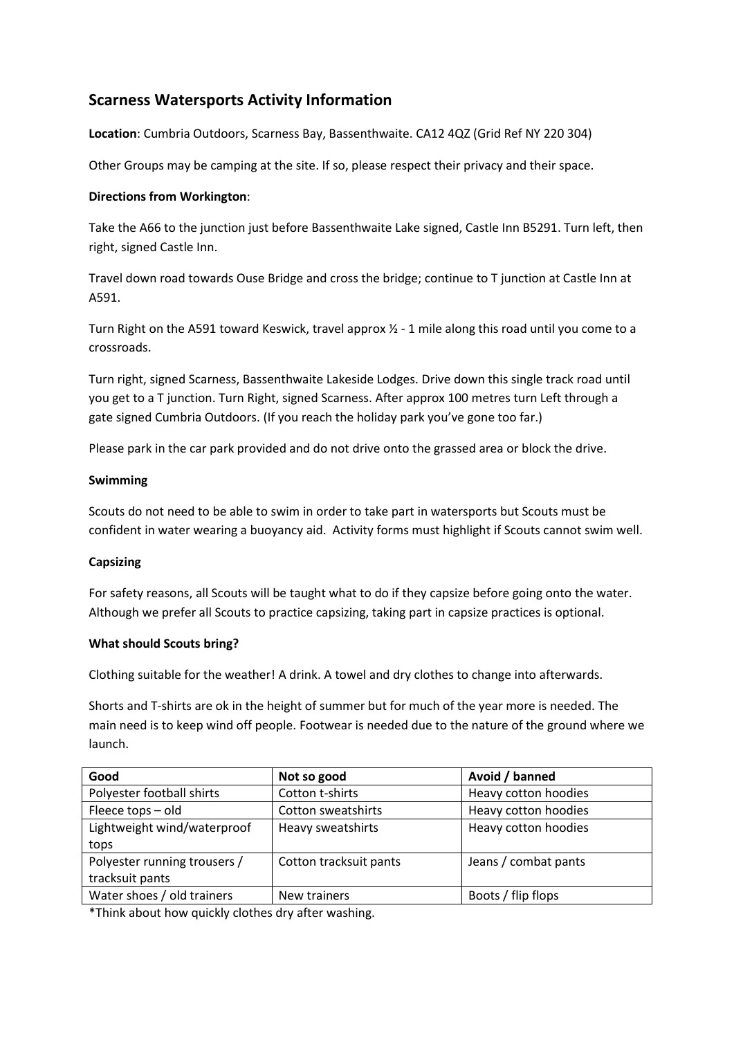## Scarness Watersports Activity Information

**Location**: Cumbria Outdoors, Scarness Bay, Bassenthwaite. CA12 4QZ (Grid Ref NY 220 304)

Other Groups may be camping at the site. If so, please respect their privacy and their space.

**Directions from Workington**:

Take the A66 to the junction just before Bassenthwaite Lake signed, Castle Inn B5291. Turn left, then right, signed Castle Inn.

Travel down road towards Ouse Bridge and cross the bridge; continue to T junction at Castle Inn at A591.

Turn Right on the A591 toward Keswick, travel approx ½ - 1 mile along this road until you come to a crossroads.

Turn right, signed Scarness, Bassenthwaite Lakeside Lodges. Drive down this single track road until you get to a T junction. Turn Right, signed Scarness. After approx 100 metres turn Left through a gate signed Cumbria Outdoors. (If you reach the holiday park you've gone too far.)

Please park in the car park provided and do not drive onto the grassed area or block the drive.

**Swimming**

Scouts do not need to be able to swim in order to take part in watersports but Scouts must be confident in water wearing a buoyancy aid. Activity forms must highlight if Scouts cannot swim well.

**Capsizing**

For safety reasons, all Scouts will be taught what to do if they capsize before going onto the water. Although we prefer all Scouts to practice capsizing, taking part in capsize practices is optional.

**What should Scouts bring?**

Clothing suitable for the weather! A drink. A towel and dry clothes to change into afterwards.

Shorts and T-shirts are ok in the height of summer but for much of the year more is needed. The main need is to keep wind off people. Footwear is needed due to the nature of the ground where we launch.

| Good | Not so good | Avoid / banned |
|---|---|---|
| Polyester football shirts | Cotton t-shirts | Heavy cotton hoodies |
| Fleece tops – old | Cotton sweatshirts | Heavy cotton hoodies |
| Lightweight wind/waterproof tops | Heavy sweatshirts | Heavy cotton hoodies |
| Polyester running trousers / tracksuit pants | Cotton tracksuit pants | Jeans / combat pants |
| Water shoes / old trainers | New trainers | Boots / flip flops |

*Think about how quickly clothes dry after washing.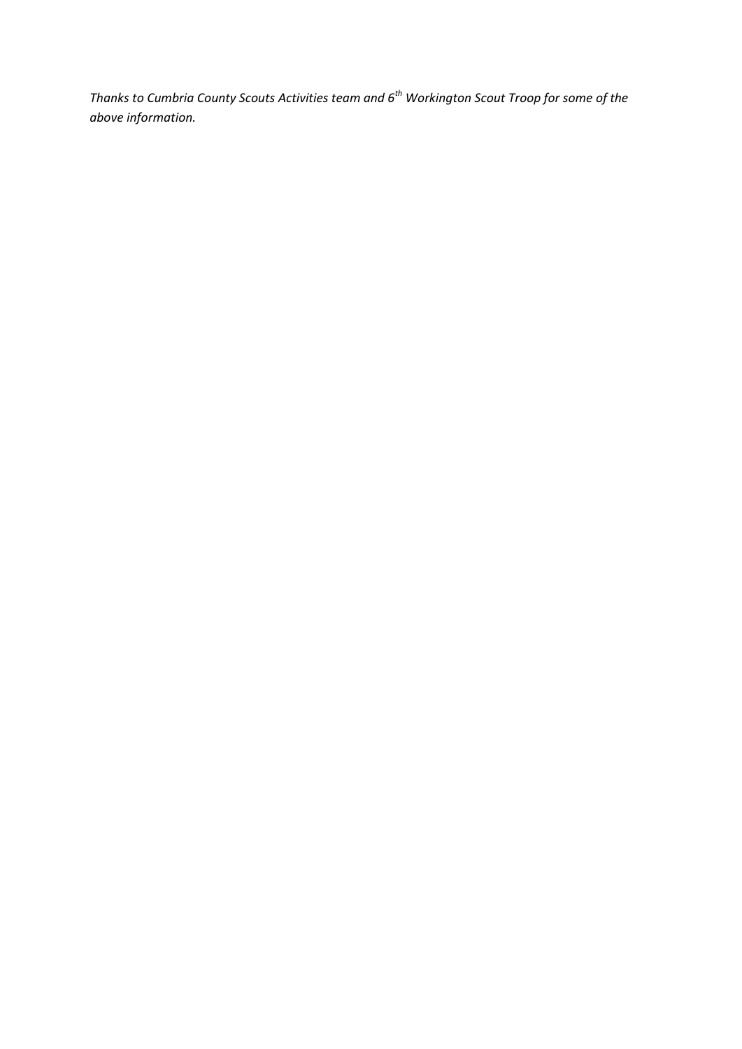*Thanks to Cumbria County Scouts Activities team and 6th Workington Scout Troop for some of the above information.*